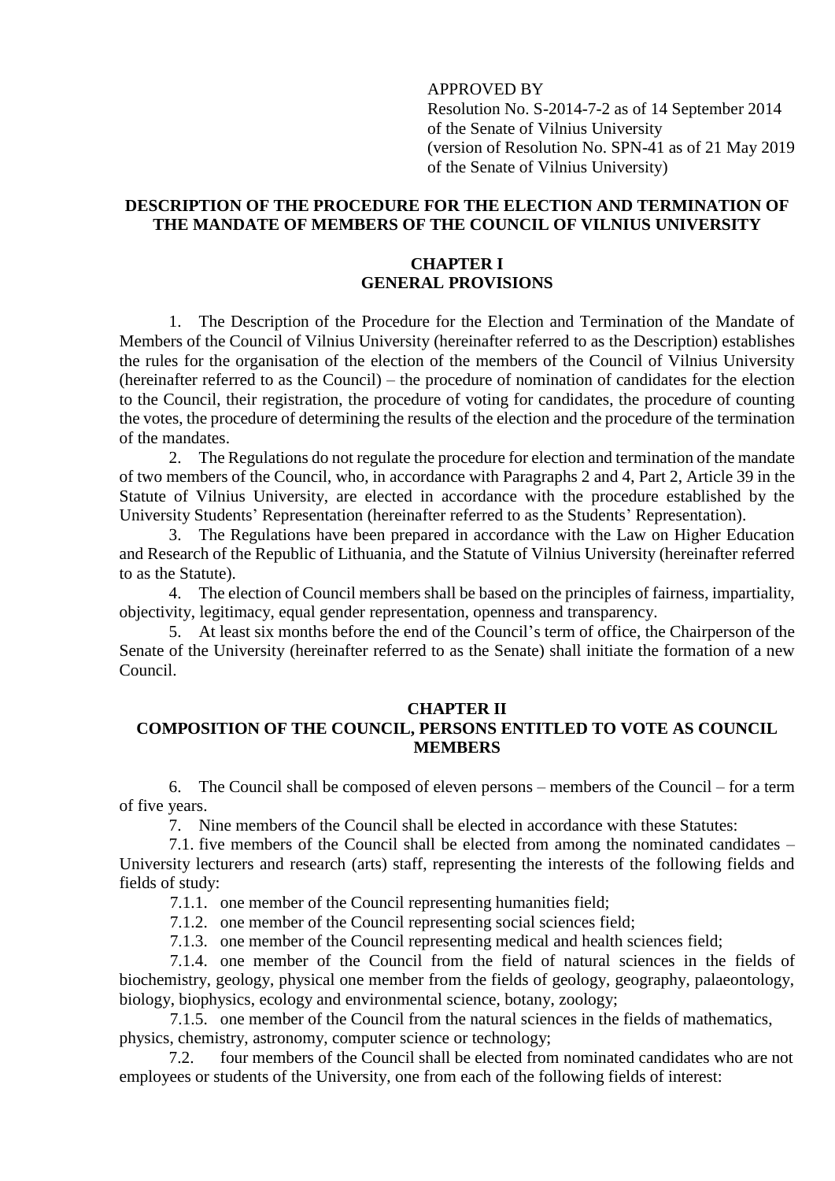APPROVED BY
Resolution No. S-2014-7-2 as of 14 September 2014
of the Senate of Vilnius University
(version of Resolution No. SPN-41 as of 21 May 2019
of the Senate of Vilnius University)

**DESCRIPTION OF THE PROCEDURE FOR THE ELECTION AND TERMINATION OF THE MANDATE OF MEMBERS OF THE COUNCIL OF VILNIUS UNIVERSITY**

## CHAPTER I
## GENERAL PROVISIONS

1. The Description of the Procedure for the Election and Termination of the Mandate of Members of the Council of Vilnius University (hereinafter referred to as the Description) establishes the rules for the organisation of the election of the members of the Council of Vilnius University (hereinafter referred to as the Council) – the procedure of nomination of candidates for the election to the Council, their registration, the procedure of voting for candidates, the procedure of counting the votes, the procedure of determining the results of the election and the procedure of the termination of the mandates.

2. The Regulations do not regulate the procedure for election and termination of the mandate of two members of the Council, who, in accordance with Paragraphs 2 and 4, Part 2, Article 39 in the Statute of Vilnius University, are elected in accordance with the procedure established by the University Students' Representation (hereinafter referred to as the Students' Representation).

3. The Regulations have been prepared in accordance with the Law on Higher Education and Research of the Republic of Lithuania, and the Statute of Vilnius University (hereinafter referred to as the Statute).

4. The election of Council members shall be based on the principles of fairness, impartiality, objectivity, legitimacy, equal gender representation, openness and transparency.

5. At least six months before the end of the Council's term of office, the Chairperson of the Senate of the University (hereinafter referred to as the Senate) shall initiate the formation of a new Council.

## CHAPTER II
## COMPOSITION OF THE COUNCIL, PERSONS ENTITLED TO VOTE AS COUNCIL MEMBERS

6. The Council shall be composed of eleven persons – members of the Council – for a term of five years.

7. Nine members of the Council shall be elected in accordance with these Statutes:

7.1. five members of the Council shall be elected from among the nominated candidates – University lecturers and research (arts) staff, representing the interests of the following fields and fields of study:

7.1.1. one member of the Council representing humanities field;

7.1.2. one member of the Council representing social sciences field;

7.1.3. one member of the Council representing medical and health sciences field;

7.1.4. one member of the Council from the field of natural sciences in the fields of biochemistry, geology, physical one member from the fields of geology, geography, palaeontology, biology, biophysics, ecology and environmental science, botany, zoology;

7.1.5. one member of the Council from the natural sciences in the fields of mathematics, physics, chemistry, astronomy, computer science or technology;

7.2. four members of the Council shall be elected from nominated candidates who are not employees or students of the University, one from each of the following fields of interest: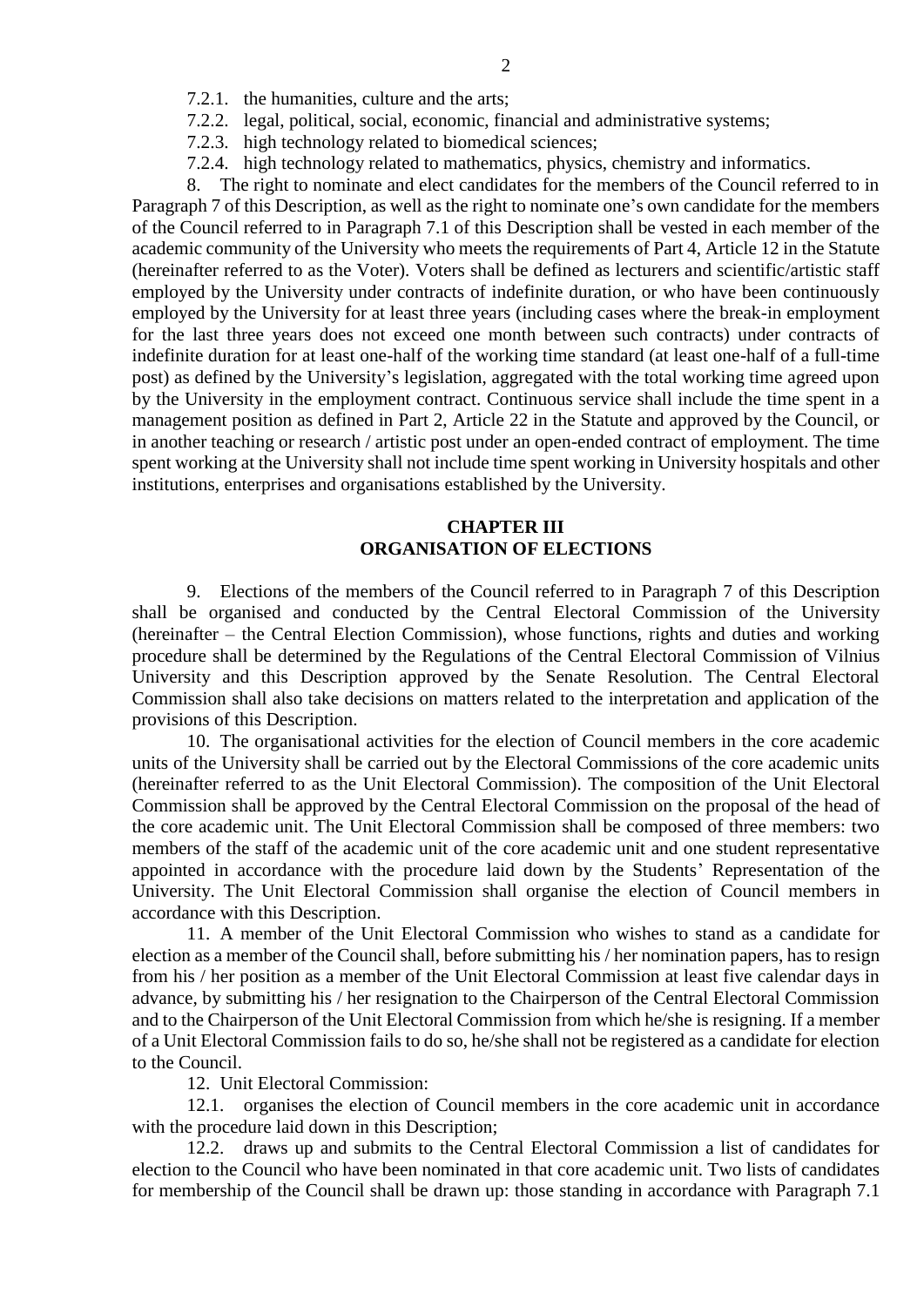7.2.1. the humanities, culture and the arts;

7.2.2. legal, political, social, economic, financial and administrative systems;

7.2.3. high technology related to biomedical sciences;

7.2.4. high technology related to mathematics, physics, chemistry and informatics.

8. The right to nominate and elect candidates for the members of the Council referred to in Paragraph 7 of this Description, as well as the right to nominate one's own candidate for the members of the Council referred to in Paragraph 7.1 of this Description shall be vested in each member of the academic community of the University who meets the requirements of Part 4, Article 12 in the Statute (hereinafter referred to as the Voter). Voters shall be defined as lecturers and scientific/artistic staff employed by the University under contracts of indefinite duration, or who have been continuously employed by the University for at least three years (including cases where the break-in employment for the last three years does not exceed one month between such contracts) under contracts of indefinite duration for at least one-half of the working time standard (at least one-half of a full-time post) as defined by the University's legislation, aggregated with the total working time agreed upon by the University in the employment contract. Continuous service shall include the time spent in a management position as defined in Part 2, Article 22 in the Statute and approved by the Council, or in another teaching or research / artistic post under an open-ended contract of employment. The time spent working at the University shall not include time spent working in University hospitals and other institutions, enterprises and organisations established by the University.

## CHAPTER III
## ORGANISATION OF ELECTIONS

9. Elections of the members of the Council referred to in Paragraph 7 of this Description shall be organised and conducted by the Central Electoral Commission of the University (hereinafter – the Central Election Commission), whose functions, rights and duties and working procedure shall be determined by the Regulations of the Central Electoral Commission of Vilnius University and this Description approved by the Senate Resolution. The Central Electoral Commission shall also take decisions on matters related to the interpretation and application of the provisions of this Description.

10. The organisational activities for the election of Council members in the core academic units of the University shall be carried out by the Electoral Commissions of the core academic units (hereinafter referred to as the Unit Electoral Commission). The composition of the Unit Electoral Commission shall be approved by the Central Electoral Commission on the proposal of the head of the core academic unit. The Unit Electoral Commission shall be composed of three members: two members of the staff of the academic unit of the core academic unit and one student representative appointed in accordance with the procedure laid down by the Students' Representation of the University. The Unit Electoral Commission shall organise the election of Council members in accordance with this Description.

11. A member of the Unit Electoral Commission who wishes to stand as a candidate for election as a member of the Council shall, before submitting his / her nomination papers, has to resign from his / her position as a member of the Unit Electoral Commission at least five calendar days in advance, by submitting his / her resignation to the Chairperson of the Central Electoral Commission and to the Chairperson of the Unit Electoral Commission from which he/she is resigning. If a member of a Unit Electoral Commission fails to do so, he/she shall not be registered as a candidate for election to the Council.

12. Unit Electoral Commission:

12.1. organises the election of Council members in the core academic unit in accordance with the procedure laid down in this Description;

12.2. draws up and submits to the Central Electoral Commission a list of candidates for election to the Council who have been nominated in that core academic unit. Two lists of candidates for membership of the Council shall be drawn up: those standing in accordance with Paragraph 7.1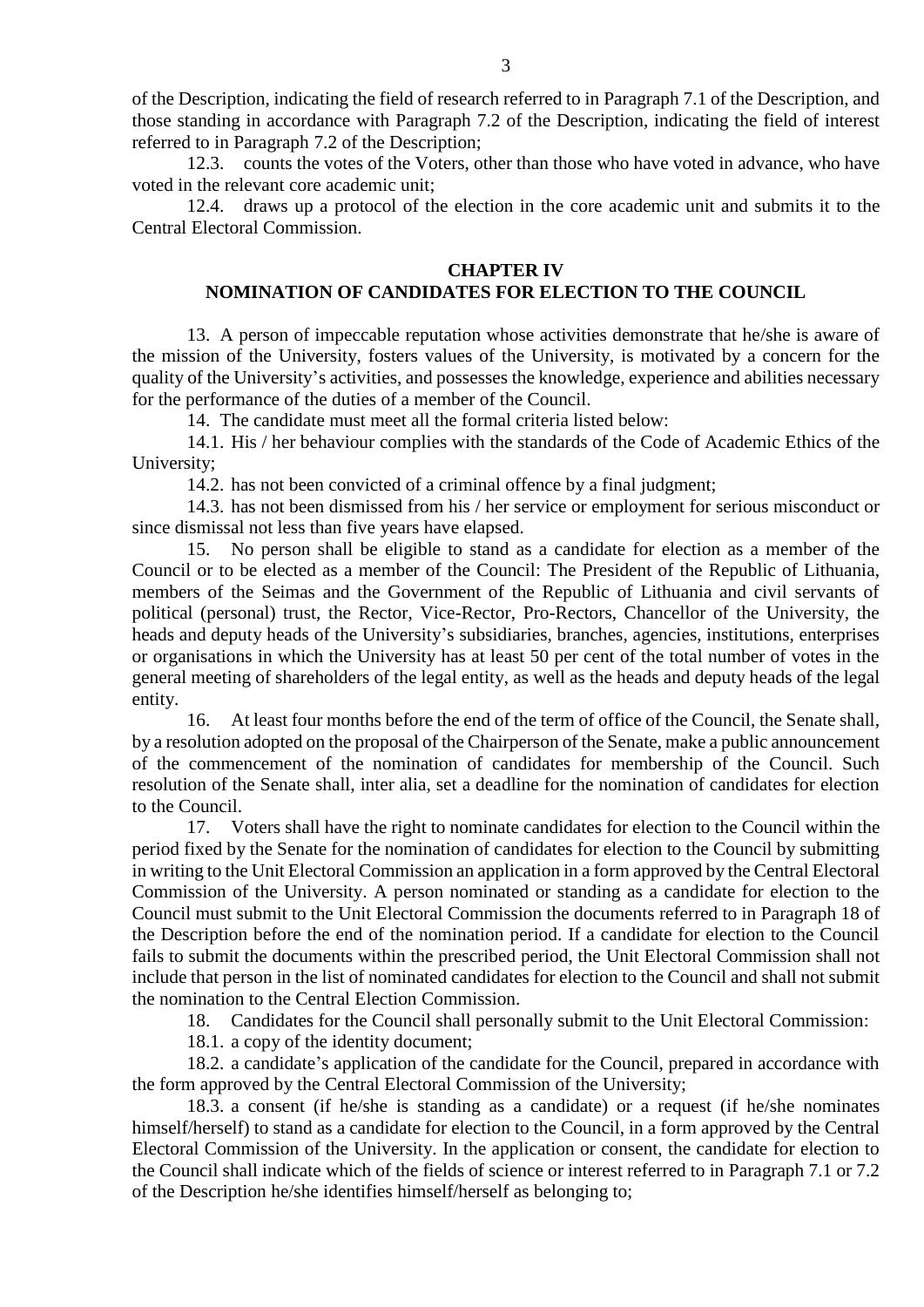of the Description, indicating the field of research referred to in Paragraph 7.1 of the Description, and those standing in accordance with Paragraph 7.2 of the Description, indicating the field of interest referred to in Paragraph 7.2 of the Description;

12.3. counts the votes of the Voters, other than those who have voted in advance, who have voted in the relevant core academic unit;

12.4. draws up a protocol of the election in the core academic unit and submits it to the Central Electoral Commission.

## CHAPTER IV
## NOMINATION OF CANDIDATES FOR ELECTION TO THE COUNCIL

13. A person of impeccable reputation whose activities demonstrate that he/she is aware of the mission of the University, fosters values of the University, is motivated by a concern for the quality of the University's activities, and possesses the knowledge, experience and abilities necessary for the performance of the duties of a member of the Council.

14. The candidate must meet all the formal criteria listed below:

14.1. His / her behaviour complies with the standards of the Code of Academic Ethics of the University;

14.2. has not been convicted of a criminal offence by a final judgment;

14.3. has not been dismissed from his / her service or employment for serious misconduct or since dismissal not less than five years have elapsed.

15. No person shall be eligible to stand as a candidate for election as a member of the Council or to be elected as a member of the Council: The President of the Republic of Lithuania, members of the Seimas and the Government of the Republic of Lithuania and civil servants of political (personal) trust, the Rector, Vice-Rector, Pro-Rectors, Chancellor of the University, the heads and deputy heads of the University's subsidiaries, branches, agencies, institutions, enterprises or organisations in which the University has at least 50 per cent of the total number of votes in the general meeting of shareholders of the legal entity, as well as the heads and deputy heads of the legal entity.

16. At least four months before the end of the term of office of the Council, the Senate shall, by a resolution adopted on the proposal of the Chairperson of the Senate, make a public announcement of the commencement of the nomination of candidates for membership of the Council. Such resolution of the Senate shall, inter alia, set a deadline for the nomination of candidates for election to the Council.

17. Voters shall have the right to nominate candidates for election to the Council within the period fixed by the Senate for the nomination of candidates for election to the Council by submitting in writing to the Unit Electoral Commission an application in a form approved by the Central Electoral Commission of the University. A person nominated or standing as a candidate for election to the Council must submit to the Unit Electoral Commission the documents referred to in Paragraph 18 of the Description before the end of the nomination period. If a candidate for election to the Council fails to submit the documents within the prescribed period, the Unit Electoral Commission shall not include that person in the list of nominated candidates for election to the Council and shall not submit the nomination to the Central Election Commission.

18. Candidates for the Council shall personally submit to the Unit Electoral Commission:

18.1. a copy of the identity document;

18.2. a candidate's application of the candidate for the Council, prepared in accordance with the form approved by the Central Electoral Commission of the University;

18.3. a consent (if he/she is standing as a candidate) or a request (if he/she nominates himself/herself) to stand as a candidate for election to the Council, in a form approved by the Central Electoral Commission of the University. In the application or consent, the candidate for election to the Council shall indicate which of the fields of science or interest referred to in Paragraph 7.1 or 7.2 of the Description he/she identifies himself/herself as belonging to;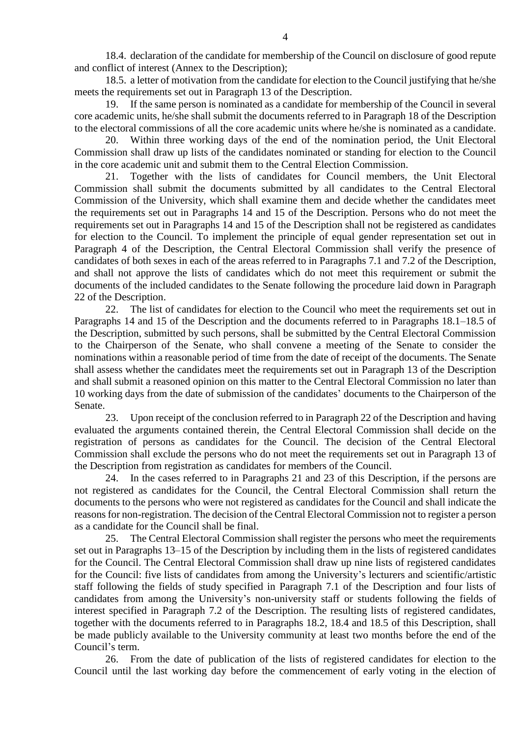18.4. declaration of the candidate for membership of the Council on disclosure of good repute and conflict of interest (Annex to the Description);

18.5. a letter of motivation from the candidate for election to the Council justifying that he/she meets the requirements set out in Paragraph 13 of the Description.

19. If the same person is nominated as a candidate for membership of the Council in several core academic units, he/she shall submit the documents referred to in Paragraph 18 of the Description to the electoral commissions of all the core academic units where he/she is nominated as a candidate.

20. Within three working days of the end of the nomination period, the Unit Electoral Commission shall draw up lists of the candidates nominated or standing for election to the Council in the core academic unit and submit them to the Central Election Commission.

21. Together with the lists of candidates for Council members, the Unit Electoral Commission shall submit the documents submitted by all candidates to the Central Electoral Commission of the University, which shall examine them and decide whether the candidates meet the requirements set out in Paragraphs 14 and 15 of the Description. Persons who do not meet the requirements set out in Paragraphs 14 and 15 of the Description shall not be registered as candidates for election to the Council. To implement the principle of equal gender representation set out in Paragraph 4 of the Description, the Central Electoral Commission shall verify the presence of candidates of both sexes in each of the areas referred to in Paragraphs 7.1 and 7.2 of the Description, and shall not approve the lists of candidates which do not meet this requirement or submit the documents of the included candidates to the Senate following the procedure laid down in Paragraph 22 of the Description.

22. The list of candidates for election to the Council who meet the requirements set out in Paragraphs 14 and 15 of the Description and the documents referred to in Paragraphs 18.1–18.5 of the Description, submitted by such persons, shall be submitted by the Central Electoral Commission to the Chairperson of the Senate, who shall convene a meeting of the Senate to consider the nominations within a reasonable period of time from the date of receipt of the documents. The Senate shall assess whether the candidates meet the requirements set out in Paragraph 13 of the Description and shall submit a reasoned opinion on this matter to the Central Electoral Commission no later than 10 working days from the date of submission of the candidates' documents to the Chairperson of the Senate.

23. Upon receipt of the conclusion referred to in Paragraph 22 of the Description and having evaluated the arguments contained therein, the Central Electoral Commission shall decide on the registration of persons as candidates for the Council. The decision of the Central Electoral Commission shall exclude the persons who do not meet the requirements set out in Paragraph 13 of the Description from registration as candidates for members of the Council.

24. In the cases referred to in Paragraphs 21 and 23 of this Description, if the persons are not registered as candidates for the Council, the Central Electoral Commission shall return the documents to the persons who were not registered as candidates for the Council and shall indicate the reasons for non-registration. The decision of the Central Electoral Commission not to register a person as a candidate for the Council shall be final.

25. The Central Electoral Commission shall register the persons who meet the requirements set out in Paragraphs 13–15 of the Description by including them in the lists of registered candidates for the Council. The Central Electoral Commission shall draw up nine lists of registered candidates for the Council: five lists of candidates from among the University's lecturers and scientific/artistic staff following the fields of study specified in Paragraph 7.1 of the Description and four lists of candidates from among the University's non-university staff or students following the fields of interest specified in Paragraph 7.2 of the Description. The resulting lists of registered candidates, together with the documents referred to in Paragraphs 18.2, 18.4 and 18.5 of this Description, shall be made publicly available to the University community at least two months before the end of the Council's term.

26. From the date of publication of the lists of registered candidates for election to the Council until the last working day before the commencement of early voting in the election of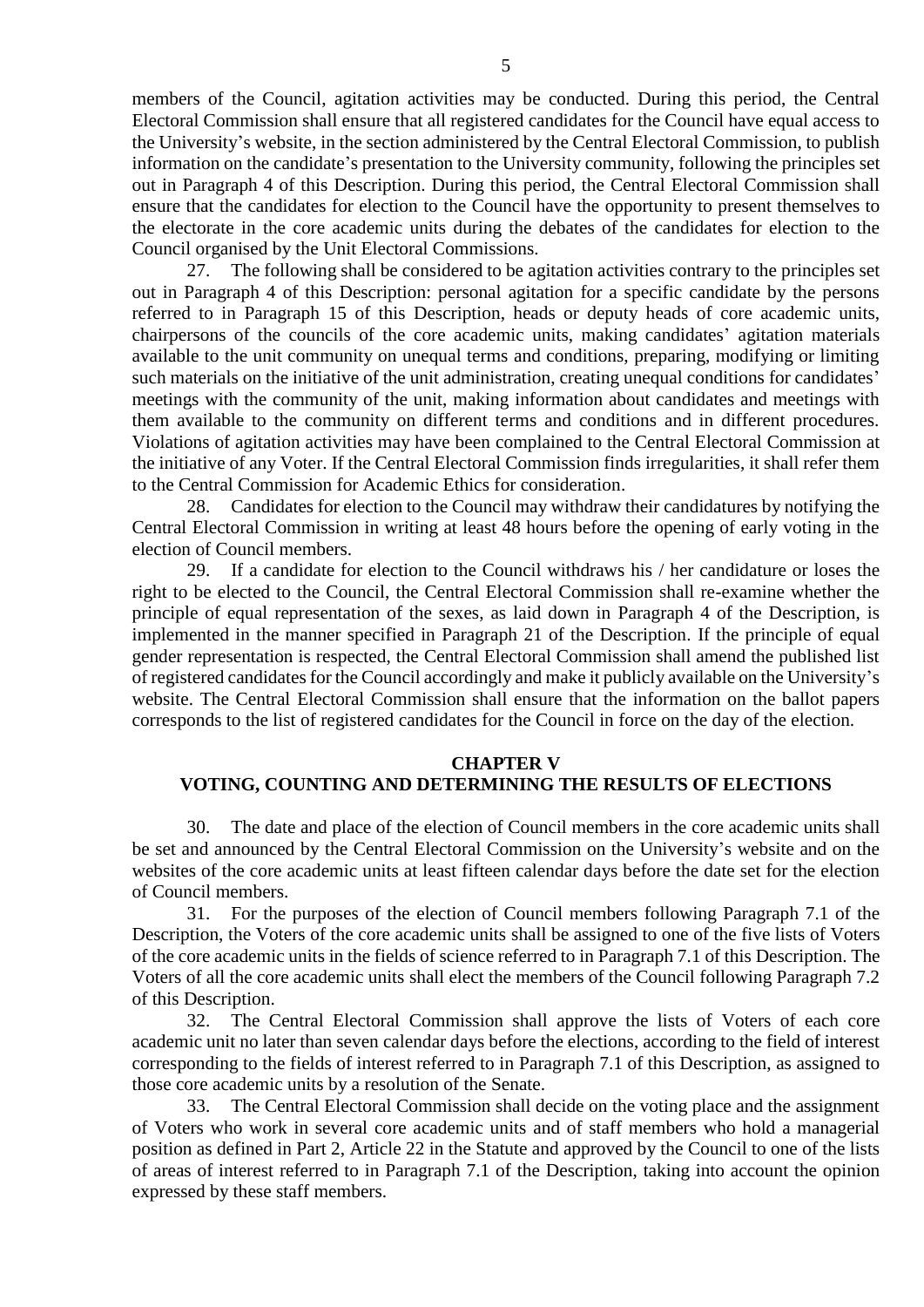members of the Council, agitation activities may be conducted. During this period, the Central Electoral Commission shall ensure that all registered candidates for the Council have equal access to the University's website, in the section administered by the Central Electoral Commission, to publish information on the candidate's presentation to the University community, following the principles set out in Paragraph 4 of this Description. During this period, the Central Electoral Commission shall ensure that the candidates for election to the Council have the opportunity to present themselves to the electorate in the core academic units during the debates of the candidates for election to the Council organised by the Unit Electoral Commissions.

27. The following shall be considered to be agitation activities contrary to the principles set out in Paragraph 4 of this Description: personal agitation for a specific candidate by the persons referred to in Paragraph 15 of this Description, heads or deputy heads of core academic units, chairpersons of the councils of the core academic units, making candidates' agitation materials available to the unit community on unequal terms and conditions, preparing, modifying or limiting such materials on the initiative of the unit administration, creating unequal conditions for candidates' meetings with the community of the unit, making information about candidates and meetings with them available to the community on different terms and conditions and in different procedures. Violations of agitation activities may have been complained to the Central Electoral Commission at the initiative of any Voter. If the Central Electoral Commission finds irregularities, it shall refer them to the Central Commission for Academic Ethics for consideration.

28. Candidates for election to the Council may withdraw their candidatures by notifying the Central Electoral Commission in writing at least 48 hours before the opening of early voting in the election of Council members.

29. If a candidate for election to the Council withdraws his / her candidature or loses the right to be elected to the Council, the Central Electoral Commission shall re-examine whether the principle of equal representation of the sexes, as laid down in Paragraph 4 of the Description, is implemented in the manner specified in Paragraph 21 of the Description. If the principle of equal gender representation is respected, the Central Electoral Commission shall amend the published list of registered candidates for the Council accordingly and make it publicly available on the University's website. The Central Electoral Commission shall ensure that the information on the ballot papers corresponds to the list of registered candidates for the Council in force on the day of the election.

## CHAPTER V
## VOTING, COUNTING AND DETERMINING THE RESULTS OF ELECTIONS

30. The date and place of the election of Council members in the core academic units shall be set and announced by the Central Electoral Commission on the University's website and on the websites of the core academic units at least fifteen calendar days before the date set for the election of Council members.

31. For the purposes of the election of Council members following Paragraph 7.1 of the Description, the Voters of the core academic units shall be assigned to one of the five lists of Voters of the core academic units in the fields of science referred to in Paragraph 7.1 of this Description. The Voters of all the core academic units shall elect the members of the Council following Paragraph 7.2 of this Description.

32. The Central Electoral Commission shall approve the lists of Voters of each core academic unit no later than seven calendar days before the elections, according to the field of interest corresponding to the fields of interest referred to in Paragraph 7.1 of this Description, as assigned to those core academic units by a resolution of the Senate.

33. The Central Electoral Commission shall decide on the voting place and the assignment of Voters who work in several core academic units and of staff members who hold a managerial position as defined in Part 2, Article 22 in the Statute and approved by the Council to one of the lists of areas of interest referred to in Paragraph 7.1 of the Description, taking into account the opinion expressed by these staff members.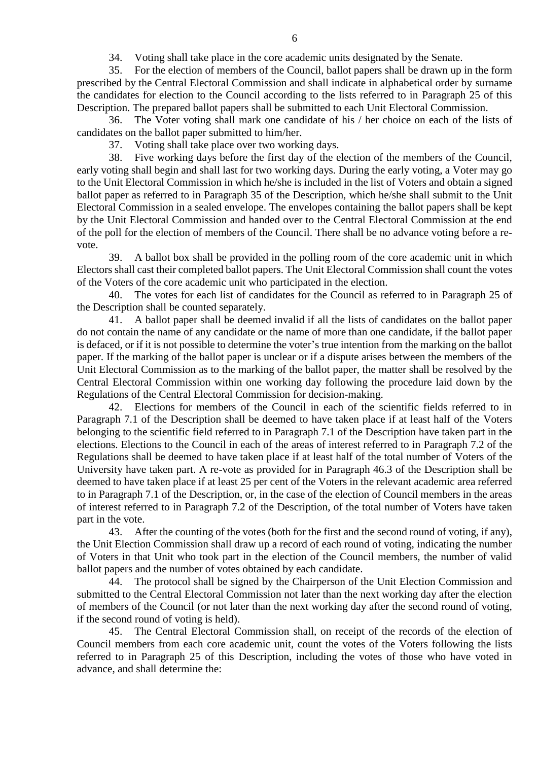34. Voting shall take place in the core academic units designated by the Senate.

35. For the election of members of the Council, ballot papers shall be drawn up in the form prescribed by the Central Electoral Commission and shall indicate in alphabetical order by surname the candidates for election to the Council according to the lists referred to in Paragraph 25 of this Description. The prepared ballot papers shall be submitted to each Unit Electoral Commission.

36. The Voter voting shall mark one candidate of his / her choice on each of the lists of candidates on the ballot paper submitted to him/her.

37. Voting shall take place over two working days.

38. Five working days before the first day of the election of the members of the Council, early voting shall begin and shall last for two working days. During the early voting, a Voter may go to the Unit Electoral Commission in which he/she is included in the list of Voters and obtain a signed ballot paper as referred to in Paragraph 35 of the Description, which he/she shall submit to the Unit Electoral Commission in a sealed envelope. The envelopes containing the ballot papers shall be kept by the Unit Electoral Commission and handed over to the Central Electoral Commission at the end of the poll for the election of members of the Council. There shall be no advance voting before a re-vote.

39. A ballot box shall be provided in the polling room of the core academic unit in which Electors shall cast their completed ballot papers. The Unit Electoral Commission shall count the votes of the Voters of the core academic unit who participated in the election.

40. The votes for each list of candidates for the Council as referred to in Paragraph 25 of the Description shall be counted separately.

41. A ballot paper shall be deemed invalid if all the lists of candidates on the ballot paper do not contain the name of any candidate or the name of more than one candidate, if the ballot paper is defaced, or if it is not possible to determine the voter's true intention from the marking on the ballot paper. If the marking of the ballot paper is unclear or if a dispute arises between the members of the Unit Electoral Commission as to the marking of the ballot paper, the matter shall be resolved by the Central Electoral Commission within one working day following the procedure laid down by the Regulations of the Central Electoral Commission for decision-making.

42. Elections for members of the Council in each of the scientific fields referred to in Paragraph 7.1 of the Description shall be deemed to have taken place if at least half of the Voters belonging to the scientific field referred to in Paragraph 7.1 of the Description have taken part in the elections. Elections to the Council in each of the areas of interest referred to in Paragraph 7.2 of the Regulations shall be deemed to have taken place if at least half of the total number of Voters of the University have taken part. A re-vote as provided for in Paragraph 46.3 of the Description shall be deemed to have taken place if at least 25 per cent of the Voters in the relevant academic area referred to in Paragraph 7.1 of the Description, or, in the case of the election of Council members in the areas of interest referred to in Paragraph 7.2 of the Description, of the total number of Voters have taken part in the vote.

43. After the counting of the votes (both for the first and the second round of voting, if any), the Unit Election Commission shall draw up a record of each round of voting, indicating the number of Voters in that Unit who took part in the election of the Council members, the number of valid ballot papers and the number of votes obtained by each candidate.

44. The protocol shall be signed by the Chairperson of the Unit Election Commission and submitted to the Central Electoral Commission not later than the next working day after the election of members of the Council (or not later than the next working day after the second round of voting, if the second round of voting is held).

45. The Central Electoral Commission shall, on receipt of the records of the election of Council members from each core academic unit, count the votes of the Voters following the lists referred to in Paragraph 25 of this Description, including the votes of those who have voted in advance, and shall determine the: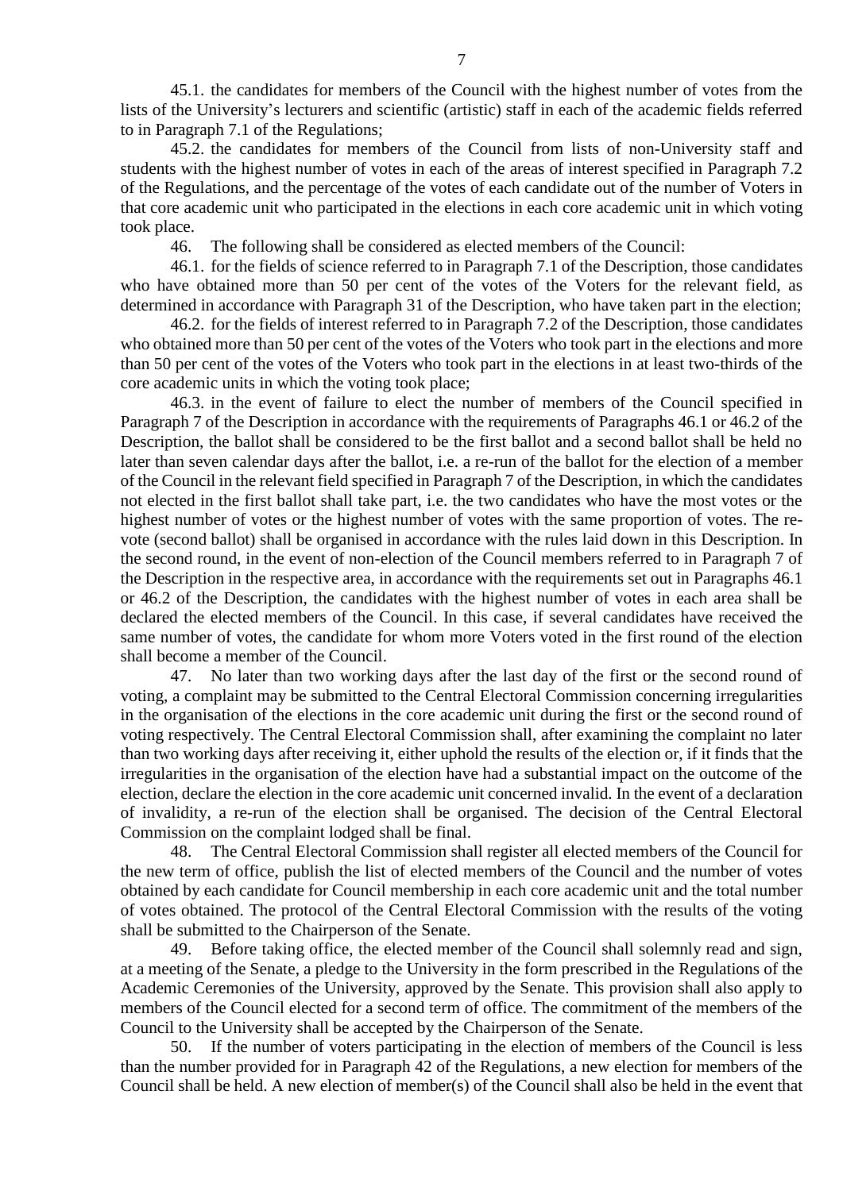45.1. the candidates for members of the Council with the highest number of votes from the lists of the University's lecturers and scientific (artistic) staff in each of the academic fields referred to in Paragraph 7.1 of the Regulations;

45.2. the candidates for members of the Council from lists of non-University staff and students with the highest number of votes in each of the areas of interest specified in Paragraph 7.2 of the Regulations, and the percentage of the votes of each candidate out of the number of Voters in that core academic unit who participated in the elections in each core academic unit in which voting took place.

46. The following shall be considered as elected members of the Council:

46.1. for the fields of science referred to in Paragraph 7.1 of the Description, those candidates who have obtained more than 50 per cent of the votes of the Voters for the relevant field, as determined in accordance with Paragraph 31 of the Description, who have taken part in the election;

46.2. for the fields of interest referred to in Paragraph 7.2 of the Description, those candidates who obtained more than 50 per cent of the votes of the Voters who took part in the elections and more than 50 per cent of the votes of the Voters who took part in the elections in at least two-thirds of the core academic units in which the voting took place;

46.3. in the event of failure to elect the number of members of the Council specified in Paragraph 7 of the Description in accordance with the requirements of Paragraphs 46.1 or 46.2 of the Description, the ballot shall be considered to be the first ballot and a second ballot shall be held no later than seven calendar days after the ballot, i.e. a re-run of the ballot for the election of a member of the Council in the relevant field specified in Paragraph 7 of the Description, in which the candidates not elected in the first ballot shall take part, i.e. the two candidates who have the most votes or the highest number of votes or the highest number of votes with the same proportion of votes. The re-vote (second ballot) shall be organised in accordance with the rules laid down in this Description. In the second round, in the event of non-election of the Council members referred to in Paragraph 7 of the Description in the respective area, in accordance with the requirements set out in Paragraphs 46.1 or 46.2 of the Description, the candidates with the highest number of votes in each area shall be declared the elected members of the Council. In this case, if several candidates have received the same number of votes, the candidate for whom more Voters voted in the first round of the election shall become a member of the Council.

47. No later than two working days after the last day of the first or the second round of voting, a complaint may be submitted to the Central Electoral Commission concerning irregularities in the organisation of the elections in the core academic unit during the first or the second round of voting respectively. The Central Electoral Commission shall, after examining the complaint no later than two working days after receiving it, either uphold the results of the election or, if it finds that the irregularities in the organisation of the election have had a substantial impact on the outcome of the election, declare the election in the core academic unit concerned invalid. In the event of a declaration of invalidity, a re-run of the election shall be organised. The decision of the Central Electoral Commission on the complaint lodged shall be final.

48. The Central Electoral Commission shall register all elected members of the Council for the new term of office, publish the list of elected members of the Council and the number of votes obtained by each candidate for Council membership in each core academic unit and the total number of votes obtained. The protocol of the Central Electoral Commission with the results of the voting shall be submitted to the Chairperson of the Senate.

49. Before taking office, the elected member of the Council shall solemnly read and sign, at a meeting of the Senate, a pledge to the University in the form prescribed in the Regulations of the Academic Ceremonies of the University, approved by the Senate. This provision shall also apply to members of the Council elected for a second term of office. The commitment of the members of the Council to the University shall be accepted by the Chairperson of the Senate.

50. If the number of voters participating in the election of members of the Council is less than the number provided for in Paragraph 42 of the Regulations, a new election for members of the Council shall be held. A new election of member(s) of the Council shall also be held in the event that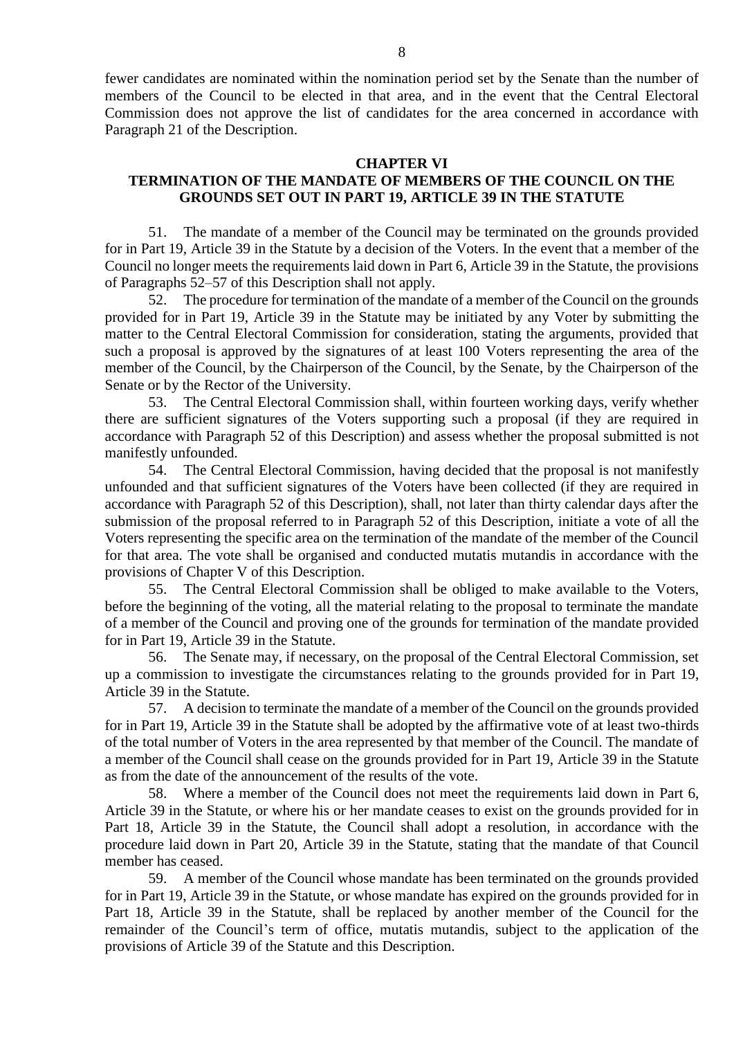fewer candidates are nominated within the nomination period set by the Senate than the number of members of the Council to be elected in that area, and in the event that the Central Electoral Commission does not approve the list of candidates for the area concerned in accordance with Paragraph 21 of the Description.

## CHAPTER VI
## TERMINATION OF THE MANDATE OF MEMBERS OF THE COUNCIL ON THE GROUNDS SET OUT IN PART 19, ARTICLE 39 IN THE STATUTE

51. The mandate of a member of the Council may be terminated on the grounds provided for in Part 19, Article 39 in the Statute by a decision of the Voters. In the event that a member of the Council no longer meets the requirements laid down in Part 6, Article 39 in the Statute, the provisions of Paragraphs 52–57 of this Description shall not apply.

52. The procedure for termination of the mandate of a member of the Council on the grounds provided for in Part 19, Article 39 in the Statute may be initiated by any Voter by submitting the matter to the Central Electoral Commission for consideration, stating the arguments, provided that such a proposal is approved by the signatures of at least 100 Voters representing the area of the member of the Council, by the Chairperson of the Council, by the Senate, by the Chairperson of the Senate or by the Rector of the University.

53. The Central Electoral Commission shall, within fourteen working days, verify whether there are sufficient signatures of the Voters supporting such a proposal (if they are required in accordance with Paragraph 52 of this Description) and assess whether the proposal submitted is not manifestly unfounded.

54. The Central Electoral Commission, having decided that the proposal is not manifestly unfounded and that sufficient signatures of the Voters have been collected (if they are required in accordance with Paragraph 52 of this Description), shall, not later than thirty calendar days after the submission of the proposal referred to in Paragraph 52 of this Description, initiate a vote of all the Voters representing the specific area on the termination of the mandate of the member of the Council for that area. The vote shall be organised and conducted mutatis mutandis in accordance with the provisions of Chapter V of this Description.

55. The Central Electoral Commission shall be obliged to make available to the Voters, before the beginning of the voting, all the material relating to the proposal to terminate the mandate of a member of the Council and proving one of the grounds for termination of the mandate provided for in Part 19, Article 39 in the Statute.

56. The Senate may, if necessary, on the proposal of the Central Electoral Commission, set up a commission to investigate the circumstances relating to the grounds provided for in Part 19, Article 39 in the Statute.

57. A decision to terminate the mandate of a member of the Council on the grounds provided for in Part 19, Article 39 in the Statute shall be adopted by the affirmative vote of at least two-thirds of the total number of Voters in the area represented by that member of the Council. The mandate of a member of the Council shall cease on the grounds provided for in Part 19, Article 39 in the Statute as from the date of the announcement of the results of the vote.

58. Where a member of the Council does not meet the requirements laid down in Part 6, Article 39 in the Statute, or where his or her mandate ceases to exist on the grounds provided for in Part 18, Article 39 in the Statute, the Council shall adopt a resolution, in accordance with the procedure laid down in Part 20, Article 39 in the Statute, stating that the mandate of that Council member has ceased.

59. A member of the Council whose mandate has been terminated on the grounds provided for in Part 19, Article 39 in the Statute, or whose mandate has expired on the grounds provided for in Part 18, Article 39 in the Statute, shall be replaced by another member of the Council for the remainder of the Council's term of office, mutatis mutandis, subject to the application of the provisions of Article 39 of the Statute and this Description.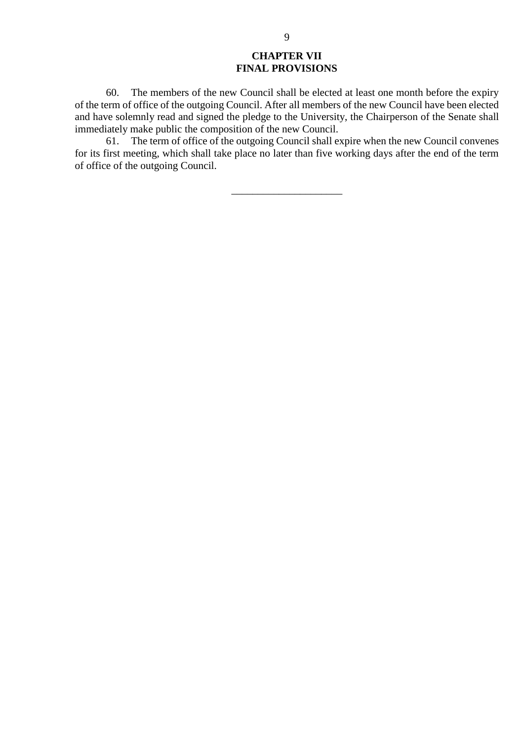## CHAPTER VII
## FINAL PROVISIONS

60. The members of the new Council shall be elected at least one month before the expiry of the term of office of the outgoing Council. After all members of the new Council have been elected and have solemnly read and signed the pledge to the University, the Chairperson of the Senate shall immediately make public the composition of the new Council.

61. The term of office of the outgoing Council shall expire when the new Council convenes for its first meeting, which shall take place no later than five working days after the end of the term of office of the outgoing Council.

---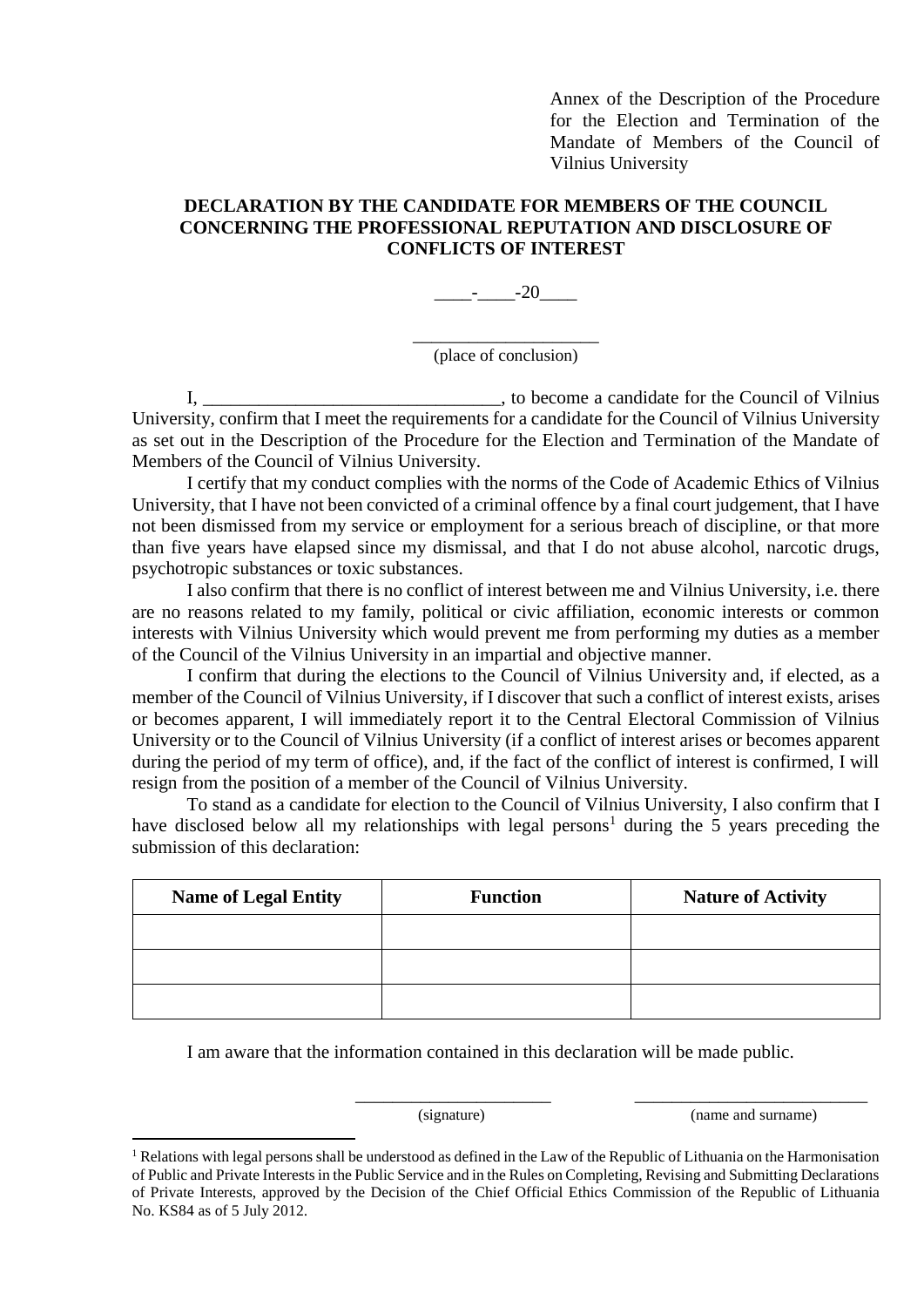Annex of the Description of the Procedure for the Election and Termination of the Mandate of Members of the Council of Vilnius University

**DECLARATION BY THE CANDIDATE FOR MEMBERS OF THE COUNCIL CONCERNING THE PROFESSIONAL REPUTATION AND DISCLOSURE OF CONFLICTS OF INTEREST**

____-____-20____

____________________
(place of conclusion)

I, ________________________________, to become a candidate for the Council of Vilnius University, confirm that I meet the requirements for a candidate for the Council of Vilnius University as set out in the Description of the Procedure for the Election and Termination of the Mandate of Members of the Council of Vilnius University.

I certify that my conduct complies with the norms of the Code of Academic Ethics of Vilnius University, that I have not been convicted of a criminal offence by a final court judgement, that I have not been dismissed from my service or employment for a serious breach of discipline, or that more than five years have elapsed since my dismissal, and that I do not abuse alcohol, narcotic drugs, psychotropic substances or toxic substances.

I also confirm that there is no conflict of interest between me and Vilnius University, i.e. there are no reasons related to my family, political or civic affiliation, economic interests or common interests with Vilnius University which would prevent me from performing my duties as a member of the Council of the Vilnius University in an impartial and objective manner.

I confirm that during the elections to the Council of Vilnius University and, if elected, as a member of the Council of Vilnius University, if I discover that such a conflict of interest exists, arises or becomes apparent, I will immediately report it to the Central Electoral Commission of Vilnius University or to the Council of Vilnius University (if a conflict of interest arises or becomes apparent during the period of my term of office), and, if the fact of the conflict of interest is confirmed, I will resign from the position of a member of the Council of Vilnius University.

To stand as a candidate for election to the Council of Vilnius University, I also confirm that I have disclosed below all my relationships with legal persons[1] during the 5 years preceding the submission of this declaration:

| Name of Legal Entity | Function | Nature of Activity |
|---|---|---|
| | | |
| | | |
| | | |

I am aware that the information contained in this declaration will be made public.

______________________ (signature) ___________________________ (name and surname)

[1] Relations with legal persons shall be understood as defined in the Law of the Republic of Lithuania on the Harmonisation of Public and Private Interests in the Public Service and in the Rules on Completing, Revising and Submitting Declarations of Private Interests, approved by the Decision of the Chief Official Ethics Commission of the Republic of Lithuania No. KS84 as of 5 July 2012.